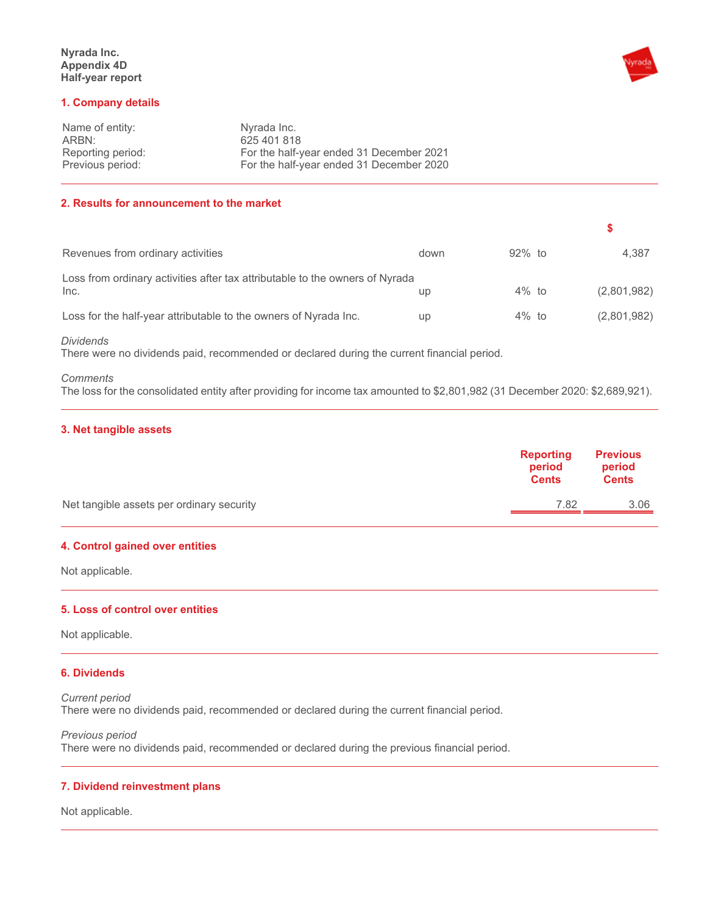**Nyrada Inc.**
**Appendix 4D**
**Half-year report**

## 1. Company details

| | |
|---|---|
| Name of entity: | Nyrada Inc. |
| ARBN: | 625 401 818 |
| Reporting period: | For the half-year ended 31 December 2021 |
| Previous period: | For the half-year ended 31 December 2020 |

## 2. Results for announcement to the market

| | | | | $ |
|---|---|---|---|---|
| Revenues from ordinary activities | down | 92% | to | 4,387 |
| Loss from ordinary activities after tax attributable to the owners of Nyrada Inc. | up | 4% | to | (2,801,982) |
| Loss for the half-year attributable to the owners of Nyrada Inc. | up | 4% | to | (2,801,982) |

*Dividends*
There were no dividends paid, recommended or declared during the current financial period.

*Comments*
The loss for the consolidated entity after providing for income tax amounted to $2,801,982 (31 December 2020: $2,689,921).

## 3. Net tangible assets

| | Reporting period Cents | Previous period Cents |
|---|---|---|
| Net tangible assets per ordinary security | 7.82 | 3.06 |

## 4. Control gained over entities

Not applicable.

## 5. Loss of control over entities

Not applicable.

## 6. Dividends

*Current period*
There were no dividends paid, recommended or declared during the current financial period.

*Previous period*
There were no dividends paid, recommended or declared during the previous financial period.

## 7. Dividend reinvestment plans

Not applicable.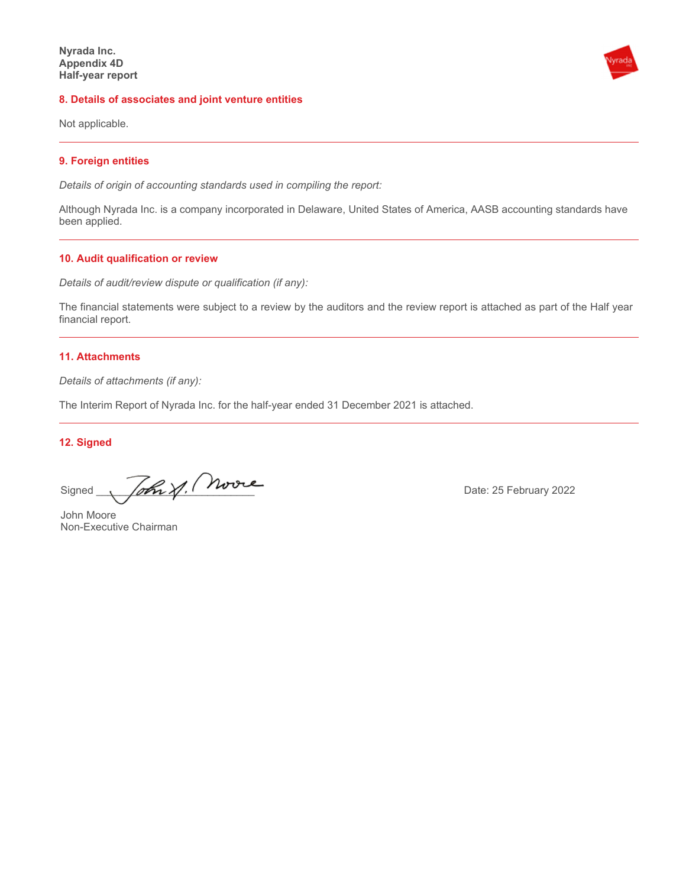## 8. Details of associates and joint venture entities

Not applicable.

## 9. Foreign entities

*Details of origin of accounting standards used in compiling the report:*

Although Nyrada Inc. is a company incorporated in Delaware, United States of America, AASB accounting standards have been applied.

## 10. Audit qualification or review

*Details of audit/review dispute or qualification (if any):*

The financial statements were subject to a review by the auditors and the review report is attached as part of the Half year financial report.

## 11. Attachments

*Details of attachments (if any):*

The Interim Report of Nyrada Inc. for the half-year ended 31 December 2021 is attached.

## 12. Signed

Signed ______________________ Date: 25 February 2022

John Moore
Non-Executive Chairman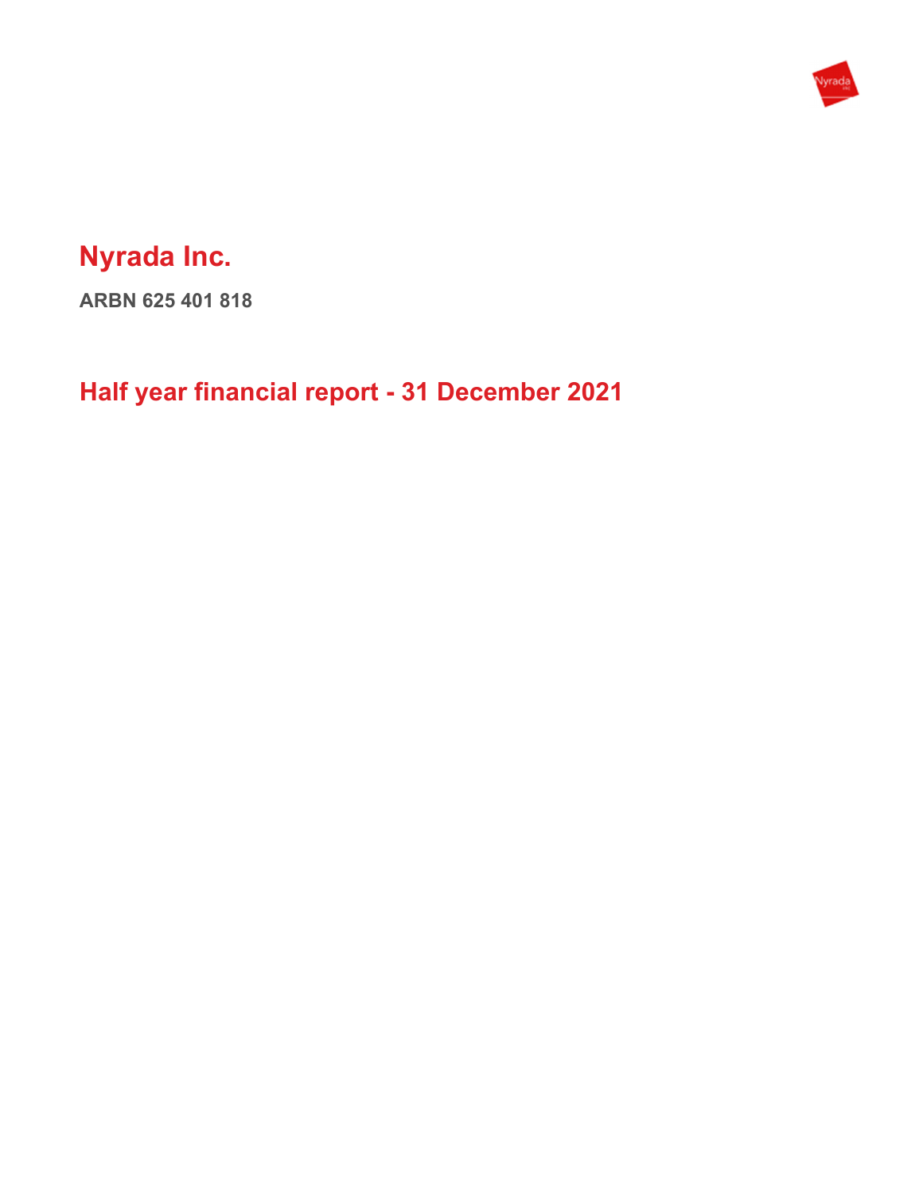# Nyrada Inc.

**ARBN 625 401 818**

## Half year financial report - 31 December 2021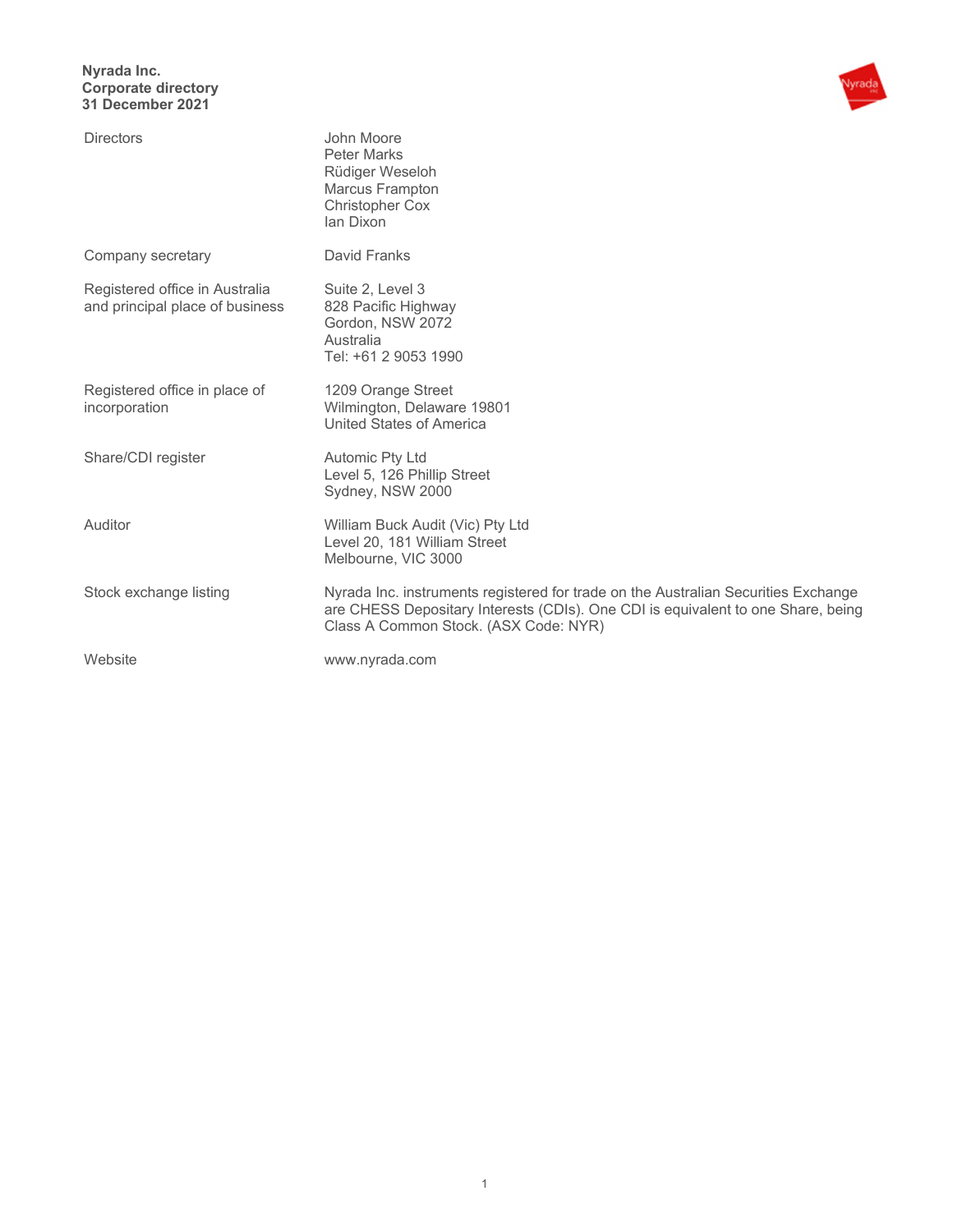**Nyrada Inc.**
**Corporate directory**
**31 December 2021**

| | |
|---|---|
| Directors | John Moore<br>Peter Marks<br>Rüdiger Weseloh<br>Marcus Frampton<br>Christopher Cox<br>Ian Dixon |
| Company secretary | David Franks |
| Registered office in Australia and principal place of business | Suite 2, Level 3<br>828 Pacific Highway<br>Gordon, NSW 2072<br>Australia<br>Tel: +61 2 9053 1990 |
| Registered office in place of incorporation | 1209 Orange Street<br>Wilmington, Delaware 19801<br>United States of America |
| Share/CDI register | Automic Pty Ltd<br>Level 5, 126 Phillip Street<br>Sydney, NSW 2000 |
| Auditor | William Buck Audit (Vic) Pty Ltd<br>Level 20, 181 William Street<br>Melbourne, VIC 3000 |
| Stock exchange listing | Nyrada Inc. instruments registered for trade on the Australian Securities Exchange are CHESS Depositary Interests (CDIs). One CDI is equivalent to one Share, being Class A Common Stock. (ASX Code: NYR) |
| Website | www.nyrada.com |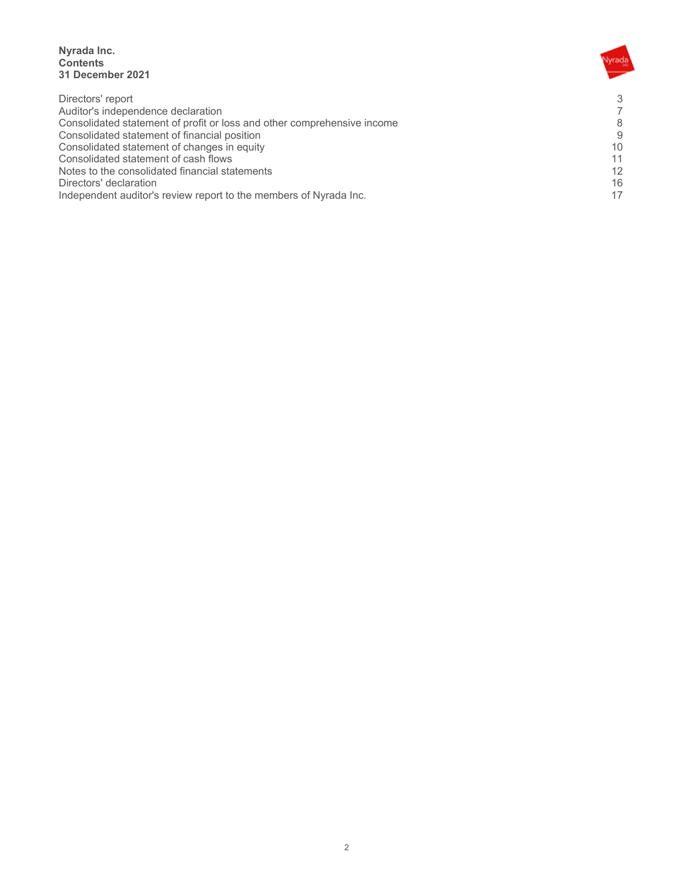**Nyrada Inc.**
**Contents**
**31 December 2021**

| | |
|---|---|
| Directors' report | 3 |
| Auditor's independence declaration | 7 |
| Consolidated statement of profit or loss and other comprehensive income | 8 |
| Consolidated statement of financial position | 9 |
| Consolidated statement of changes in equity | 10 |
| Consolidated statement of cash flows | 11 |
| Notes to the consolidated financial statements | 12 |
| Directors' declaration | 16 |
| Independent auditor's review report to the members of Nyrada Inc. | 17 |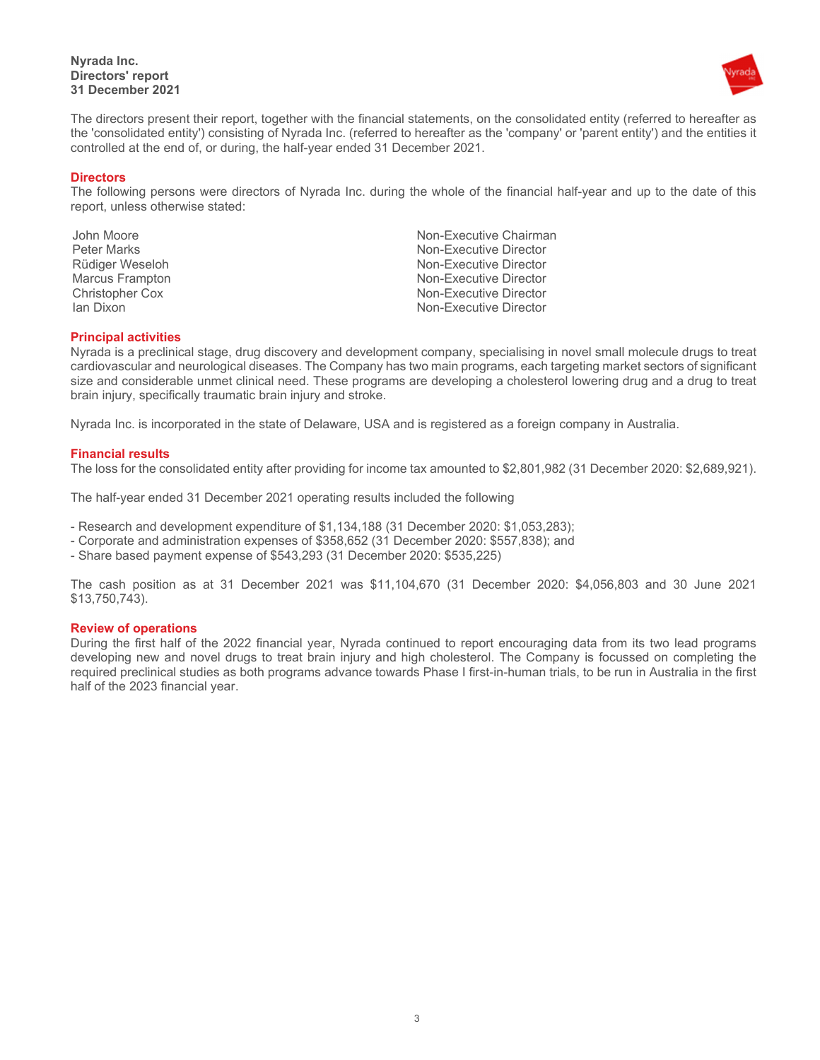**Nyrada Inc.**
**Directors' report**
**31 December 2021**

The directors present their report, together with the financial statements, on the consolidated entity (referred to hereafter as the 'consolidated entity') consisting of Nyrada Inc. (referred to hereafter as the 'company' or 'parent entity') and the entities it controlled at the end of, or during, the half-year ended 31 December 2021.

## Directors

The following persons were directors of Nyrada Inc. during the whole of the financial half-year and up to the date of this report, unless otherwise stated:

| | |
|---|---|
| John Moore | Non-Executive Chairman |
| Peter Marks | Non-Executive Director |
| Rüdiger Weseloh | Non-Executive Director |
| Marcus Frampton | Non-Executive Director |
| Christopher Cox | Non-Executive Director |
| Ian Dixon | Non-Executive Director |

## Principal activities

Nyrada is a preclinical stage, drug discovery and development company, specialising in novel small molecule drugs to treat cardiovascular and neurological diseases. The Company has two main programs, each targeting market sectors of significant size and considerable unmet clinical need. These programs are developing a cholesterol lowering drug and a drug to treat brain injury, specifically traumatic brain injury and stroke.

Nyrada Inc. is incorporated in the state of Delaware, USA and is registered as a foreign company in Australia.

## Financial results

The loss for the consolidated entity after providing for income tax amounted to $2,801,982 (31 December 2020: $2,689,921).

The half-year ended 31 December 2021 operating results included the following

- Research and development expenditure of $1,134,188 (31 December 2020: $1,053,283);
- Corporate and administration expenses of $358,652 (31 December 2020: $557,838); and
- Share based payment expense of $543,293 (31 December 2020: $535,225)

The cash position as at 31 December 2021 was $11,104,670 (31 December 2020: $4,056,803 and 30 June 2021 $13,750,743).

## Review of operations

During the first half of the 2022 financial year, Nyrada continued to report encouraging data from its two lead programs developing new and novel drugs to treat brain injury and high cholesterol. The Company is focussed on completing the required preclinical studies as both programs advance towards Phase I first-in-human trials, to be run in Australia in the first half of the 2023 financial year.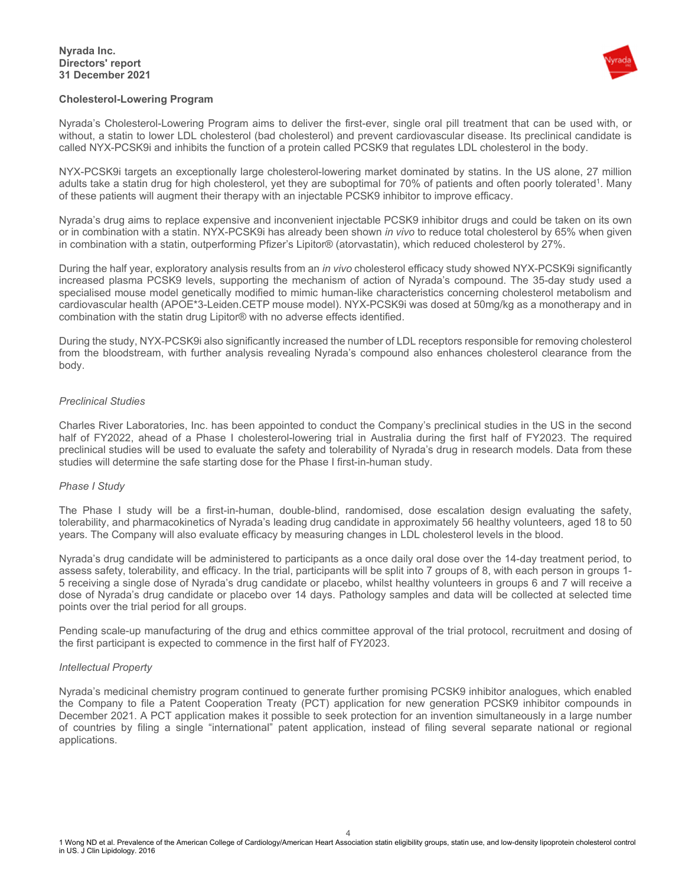## Cholesterol-Lowering Program

Nyrada's Cholesterol-Lowering Program aims to deliver the first-ever, single oral pill treatment that can be used with, or without, a statin to lower LDL cholesterol (bad cholesterol) and prevent cardiovascular disease. Its preclinical candidate is called NYX-PCSK9i and inhibits the function of a protein called PCSK9 that regulates LDL cholesterol in the body.

NYX-PCSK9i targets an exceptionally large cholesterol-lowering market dominated by statins. In the US alone, 27 million adults take a statin drug for high cholesterol, yet they are suboptimal for 70% of patients and often poorly tolerated[1]. Many of these patients will augment their therapy with an injectable PCSK9 inhibitor to improve efficacy.

Nyrada's drug aims to replace expensive and inconvenient injectable PCSK9 inhibitor drugs and could be taken on its own or in combination with a statin. NYX-PCSK9i has already been shown *in vivo* to reduce total cholesterol by 65% when given in combination with a statin, outperforming Pfizer's Lipitor® (atorvastatin), which reduced cholesterol by 27%.

During the half year, exploratory analysis results from an *in vivo* cholesterol efficacy study showed NYX-PCSK9i significantly increased plasma PCSK9 levels, supporting the mechanism of action of Nyrada's compound. The 35-day study used a specialised mouse model genetically modified to mimic human-like characteristics concerning cholesterol metabolism and cardiovascular health (APOE*3-Leiden.CETP mouse model). NYX-PCSK9i was dosed at 50mg/kg as a monotherapy and in combination with the statin drug Lipitor® with no adverse effects identified.

During the study, NYX-PCSK9i also significantly increased the number of LDL receptors responsible for removing cholesterol from the bloodstream, with further analysis revealing Nyrada's compound also enhances cholesterol clearance from the body.

### *Preclinical Studies*

Charles River Laboratories, Inc. has been appointed to conduct the Company's preclinical studies in the US in the second half of FY2022, ahead of a Phase I cholesterol-lowering trial in Australia during the first half of FY2023. The required preclinical studies will be used to evaluate the safety and tolerability of Nyrada's drug in research models. Data from these studies will determine the safe starting dose for the Phase I first-in-human study.

### *Phase I Study*

The Phase I study will be a first-in-human, double-blind, randomised, dose escalation design evaluating the safety, tolerability, and pharmacokinetics of Nyrada's leading drug candidate in approximately 56 healthy volunteers, aged 18 to 50 years. The Company will also evaluate efficacy by measuring changes in LDL cholesterol levels in the blood.

Nyrada's drug candidate will be administered to participants as a once daily oral dose over the 14-day treatment period, to assess safety, tolerability, and efficacy. In the trial, participants will be split into 7 groups of 8, with each person in groups 1-5 receiving a single dose of Nyrada's drug candidate or placebo, whilst healthy volunteers in groups 6 and 7 will receive a dose of Nyrada's drug candidate or placebo over 14 days. Pathology samples and data will be collected at selected time points over the trial period for all groups.

Pending scale-up manufacturing of the drug and ethics committee approval of the trial protocol, recruitment and dosing of the first participant is expected to commence in the first half of FY2023.

### *Intellectual Property*

Nyrada's medicinal chemistry program continued to generate further promising PCSK9 inhibitor analogues, which enabled the Company to file a Patent Cooperation Treaty (PCT) application for new generation PCSK9 inhibitor compounds in December 2021. A PCT application makes it possible to seek protection for an invention simultaneously in a large number of countries by filing a single "international" patent application, instead of filing several separate national or regional applications.

[1] Wong ND et al. Prevalence of the American College of Cardiology/American Heart Association statin eligibility groups, statin use, and low-density lipoprotein cholesterol control in US. J Clin Lipidology. 2016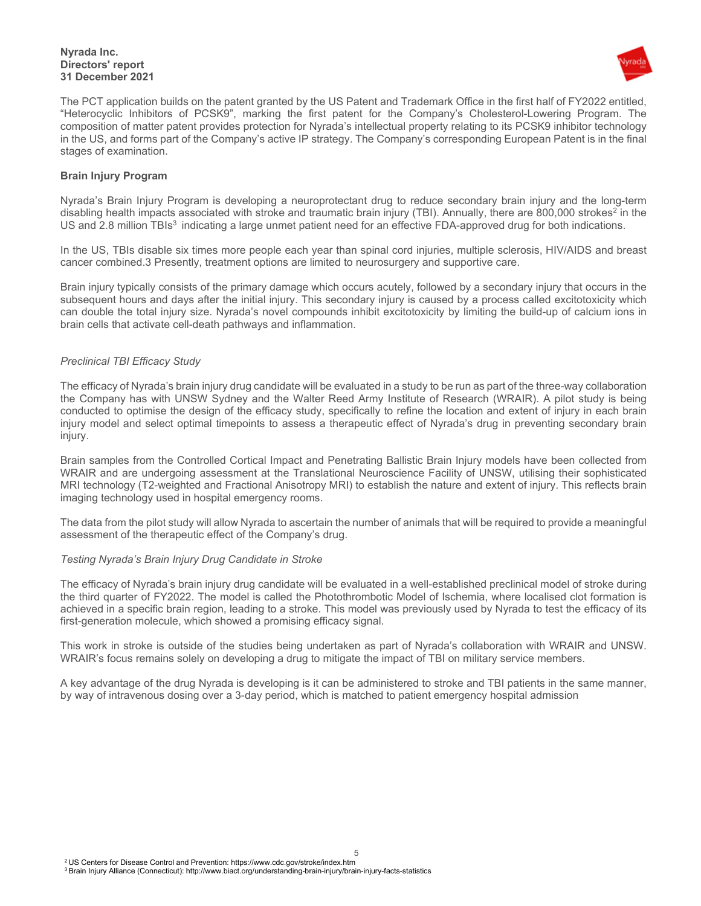The PCT application builds on the patent granted by the US Patent and Trademark Office in the first half of FY2022 entitled, "Heterocyclic Inhibitors of PCSK9", marking the first patent for the Company's Cholesterol-Lowering Program. The composition of matter patent provides protection for Nyrada's intellectual property relating to its PCSK9 inhibitor technology in the US, and forms part of the Company's active IP strategy. The Company's corresponding European Patent is in the final stages of examination.

**Brain Injury Program**

Nyrada's Brain Injury Program is developing a neuroprotectant drug to reduce secondary brain injury and the long-term disabling health impacts associated with stroke and traumatic brain injury (TBI). Annually, there are 800,000 strokes[2] in the US and 2.8 million TBIs[3] indicating a large unmet patient need for an effective FDA-approved drug for both indications.

In the US, TBIs disable six times more people each year than spinal cord injuries, multiple sclerosis, HIV/AIDS and breast cancer combined.3 Presently, treatment options are limited to neurosurgery and supportive care.

Brain injury typically consists of the primary damage which occurs acutely, followed by a secondary injury that occurs in the subsequent hours and days after the initial injury. This secondary injury is caused by a process called excitotoxicity which can double the total injury size. Nyrada's novel compounds inhibit excitotoxicity by limiting the build-up of calcium ions in brain cells that activate cell-death pathways and inflammation.

*Preclinical TBI Efficacy Study*

The efficacy of Nyrada's brain injury drug candidate will be evaluated in a study to be run as part of the three-way collaboration the Company has with UNSW Sydney and the Walter Reed Army Institute of Research (WRAIR). A pilot study is being conducted to optimise the design of the efficacy study, specifically to refine the location and extent of injury in each brain injury model and select optimal timepoints to assess a therapeutic effect of Nyrada's drug in preventing secondary brain injury.

Brain samples from the Controlled Cortical Impact and Penetrating Ballistic Brain Injury models have been collected from WRAIR and are undergoing assessment at the Translational Neuroscience Facility of UNSW, utilising their sophisticated MRI technology (T2-weighted and Fractional Anisotropy MRI) to establish the nature and extent of injury. This reflects brain imaging technology used in hospital emergency rooms.

The data from the pilot study will allow Nyrada to ascertain the number of animals that will be required to provide a meaningful assessment of the therapeutic effect of the Company's drug.

*Testing Nyrada's Brain Injury Drug Candidate in Stroke*

The efficacy of Nyrada's brain injury drug candidate will be evaluated in a well-established preclinical model of stroke during the third quarter of FY2022. The model is called the Photothrombotic Model of Ischemia, where localised clot formation is achieved in a specific brain region, leading to a stroke. This model was previously used by Nyrada to test the efficacy of its first-generation molecule, which showed a promising efficacy signal.

This work in stroke is outside of the studies being undertaken as part of Nyrada's collaboration with WRAIR and UNSW. WRAIR's focus remains solely on developing a drug to mitigate the impact of TBI on military service members.

A key advantage of the drug Nyrada is developing is it can be administered to stroke and TBI patients in the same manner, by way of intravenous dosing over a 3-day period, which is matched to patient emergency hospital admission

[2] US Centers for Disease Control and Prevention: https://www.cdc.gov/stroke/index.htm
[3] Brain Injury Alliance (Connecticut): http://www.biact.org/understanding-brain-injury/brain-injury-facts-statistics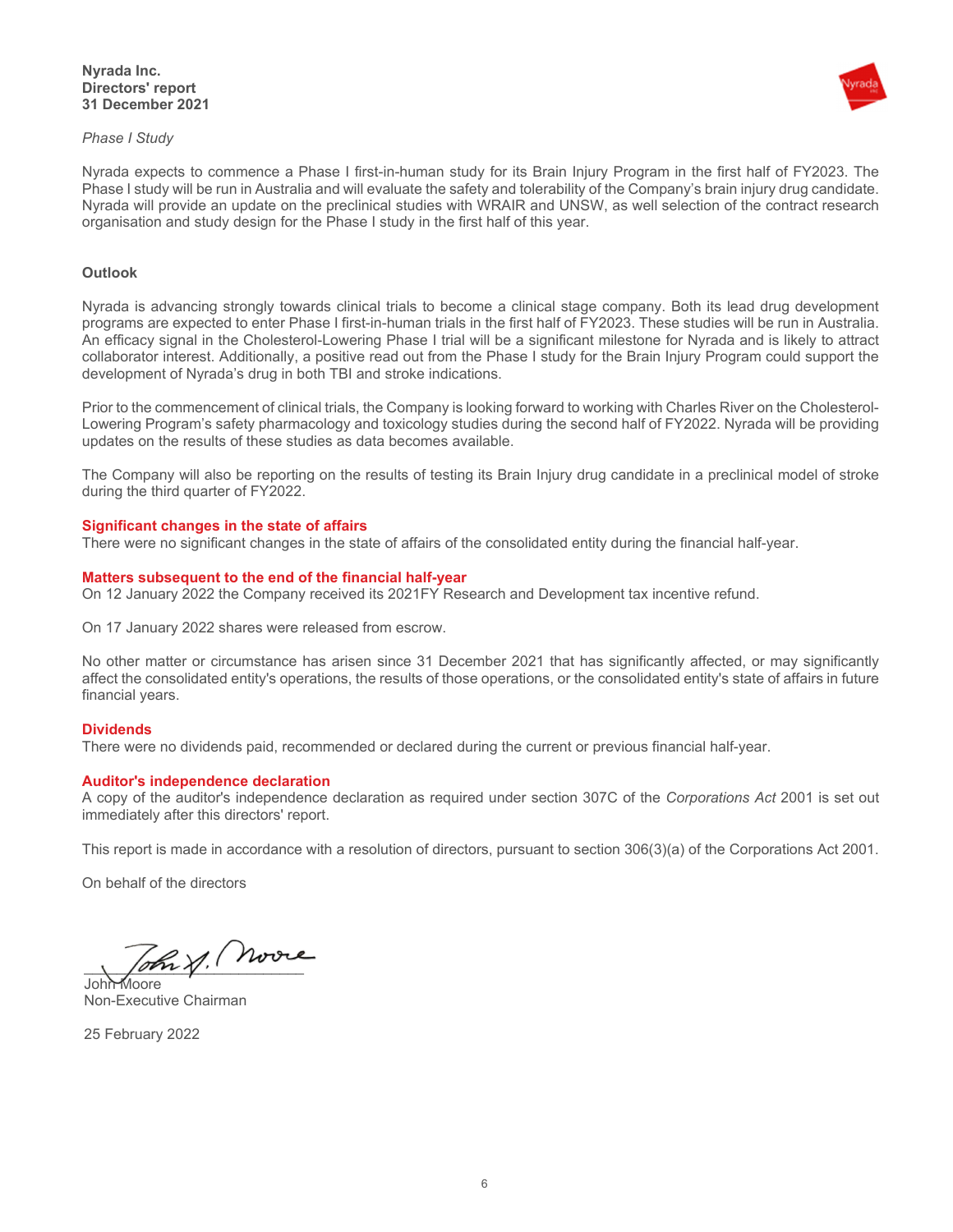*Phase I Study*

Nyrada expects to commence a Phase I first-in-human study for its Brain Injury Program in the first half of FY2023. The Phase I study will be run in Australia and will evaluate the safety and tolerability of the Company's brain injury drug candidate. Nyrada will provide an update on the preclinical studies with WRAIR and UNSW, as well selection of the contract research organisation and study design for the Phase I study in the first half of this year.

**Outlook**

Nyrada is advancing strongly towards clinical trials to become a clinical stage company. Both its lead drug development programs are expected to enter Phase I first-in-human trials in the first half of FY2023. These studies will be run in Australia. An efficacy signal in the Cholesterol-Lowering Phase I trial will be a significant milestone for Nyrada and is likely to attract collaborator interest. Additionally, a positive read out from the Phase I study for the Brain Injury Program could support the development of Nyrada's drug in both TBI and stroke indications.

Prior to the commencement of clinical trials, the Company is looking forward to working with Charles River on the Cholesterol-Lowering Program's safety pharmacology and toxicology studies during the second half of FY2022. Nyrada will be providing updates on the results of these studies as data becomes available.

The Company will also be reporting on the results of testing its Brain Injury drug candidate in a preclinical model of stroke during the third quarter of FY2022.

## Significant changes in the state of affairs

There were no significant changes in the state of affairs of the consolidated entity during the financial half-year.

## Matters subsequent to the end of the financial half-year

On 12 January 2022 the Company received its 2021FY Research and Development tax incentive refund.

On 17 January 2022 shares were released from escrow.

No other matter or circumstance has arisen since 31 December 2021 that has significantly affected, or may significantly affect the consolidated entity's operations, the results of those operations, or the consolidated entity's state of affairs in future financial years.

## Dividends

There were no dividends paid, recommended or declared during the current or previous financial half-year.

## Auditor's independence declaration

A copy of the auditor's independence declaration as required under section 307C of the *Corporations Act* 2001 is set out immediately after this directors' report.

This report is made in accordance with a resolution of directors, pursuant to section 306(3)(a) of the Corporations Act 2001.

On behalf of the directors

John Moore
Non-Executive Chairman

25 February 2022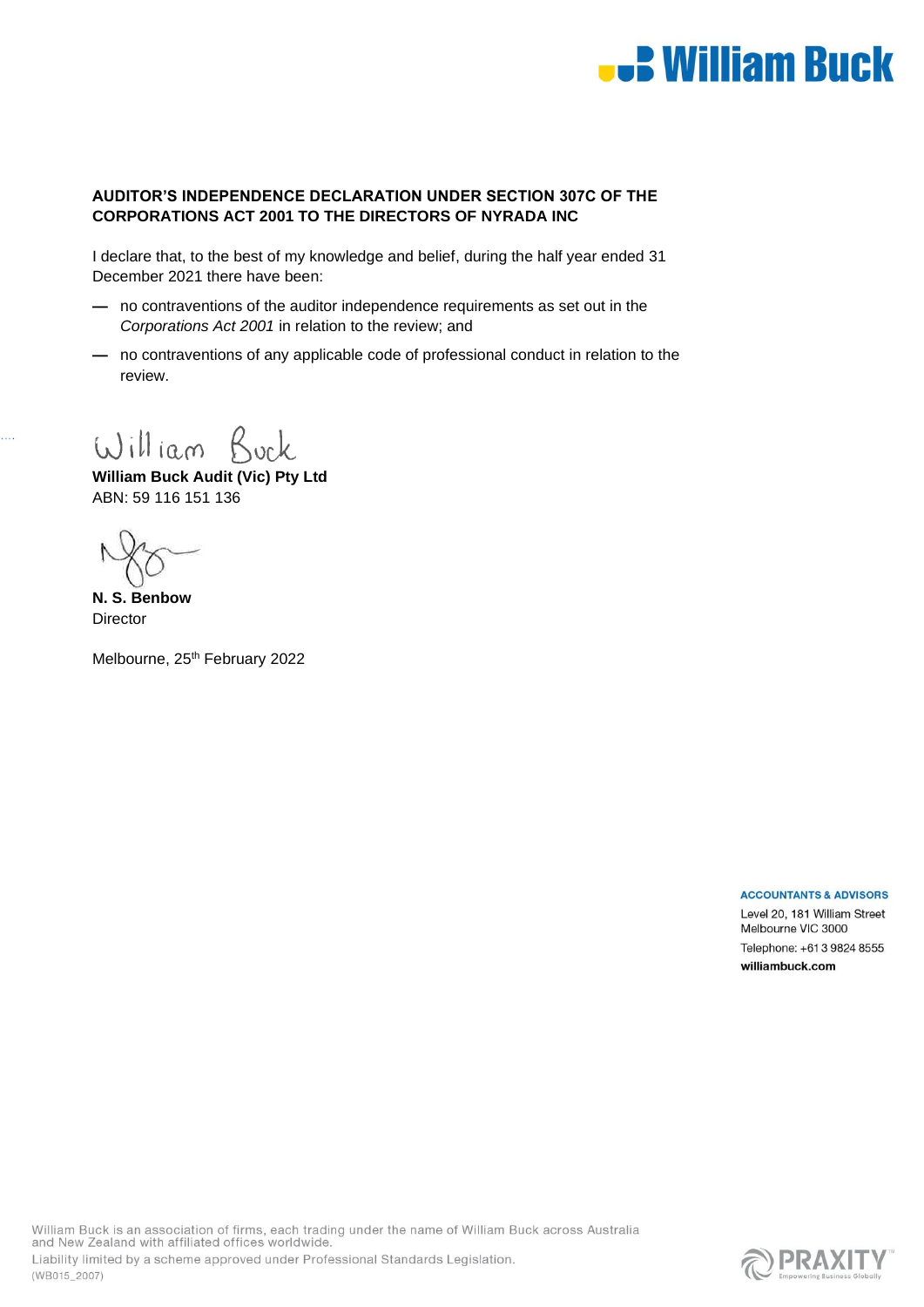**AUDITOR'S INDEPENDENCE DECLARATION UNDER SECTION 307C OF THE CORPORATIONS ACT 2001 TO THE DIRECTORS OF NYRADA INC**

I declare that, to the best of my knowledge and belief, during the half year ended 31 December 2021 there have been:

- no contraventions of the auditor independence requirements as set out in the *Corporations Act 2001* in relation to the review; and
- no contraventions of any applicable code of professional conduct in relation to the review.

William Buck

**William Buck Audit (Vic) Pty Ltd**
ABN: 59 116 151 136

**N. S. Benbow**
Director

Melbourne, 25th February 2022

**ACCOUNTANTS & ADVISORS**
Level 20, 181 William Street
Melbourne VIC 3000
Telephone: +61 3 9824 8555
**williambuck.com**

William Buck is an association of firms, each trading under the name of William Buck across Australia and New Zealand with affiliated offices worldwide.
Liability limited by a scheme approved under Professional Standards Legislation.
(WB015_2007)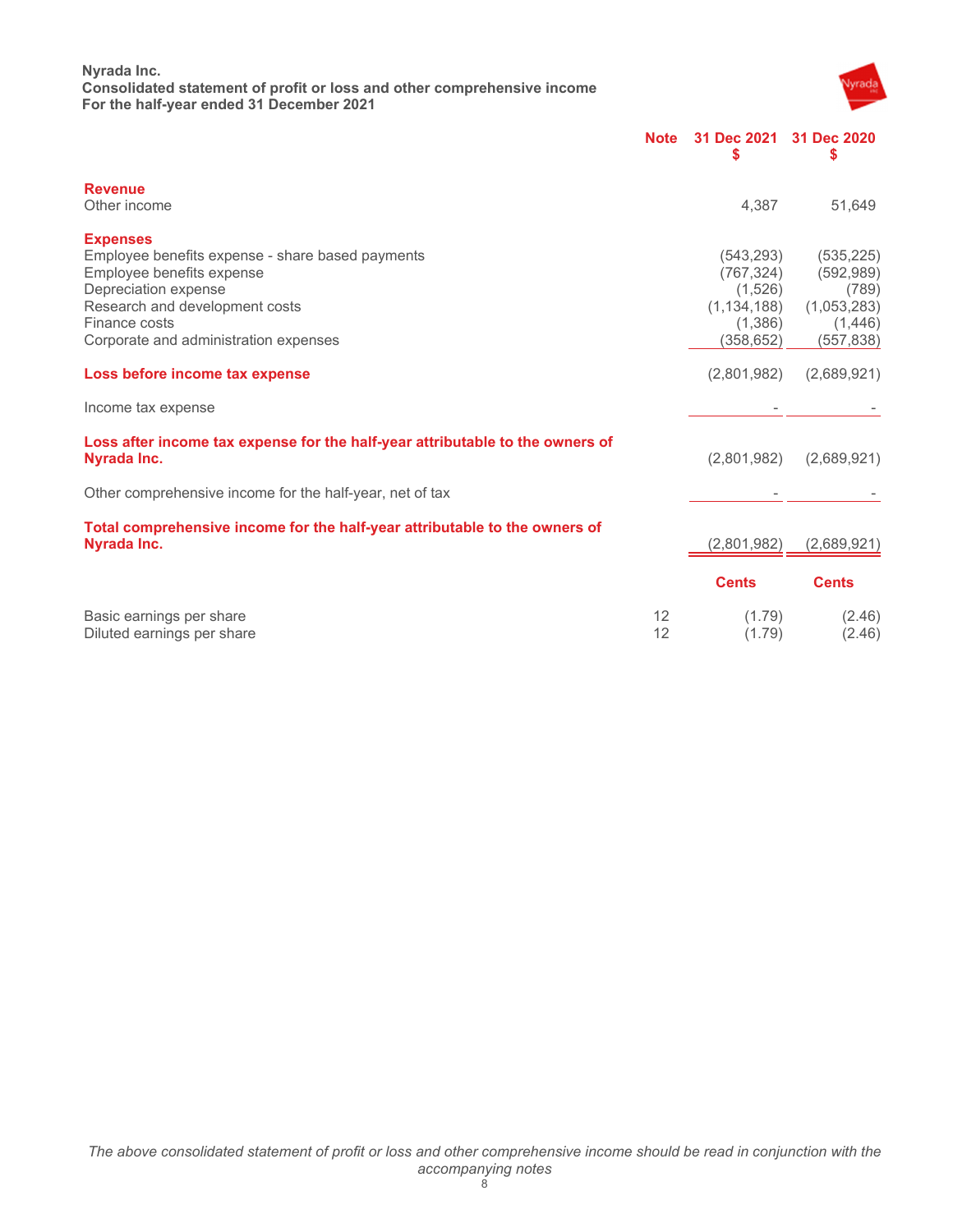**Nyrada Inc.**
**Consolidated statement of profit or loss and other comprehensive income**
**For the half-year ended 31 December 2021**

| | Note | 31 Dec 2021 $ | 31 Dec 2020 $ |
|---|---|---|---|
| **Revenue** | | | |
| Other income | | 4,387 | 51,649 |
| **Expenses** | | | |
| Employee benefits expense - share based payments | | (543,293) | (535,225) |
| Employee benefits expense | | (767,324) | (592,989) |
| Depreciation expense | | (1,526) | (789) |
| Research and development costs | | (1,134,188) | (1,053,283) |
| Finance costs | | (1,386) | (1,446) |
| Corporate and administration expenses | | (358,652) | (557,838) |
| **Loss before income tax expense** | | (2,801,982) | (2,689,921) |
| Income tax expense | | - | - |
| **Loss after income tax expense for the half-year attributable to the owners of Nyrada Inc.** | | (2,801,982) | (2,689,921) |
| Other comprehensive income for the half-year, net of tax | | - | - |
| **Total comprehensive income for the half-year attributable to the owners of Nyrada Inc.** | | (2,801,982) | (2,689,921) |
| | | **Cents** | **Cents** |
| Basic earnings per share | 12 | (1.79) | (2.46) |
| Diluted earnings per share | 12 | (1.79) | (2.46) |

*The above consolidated statement of profit or loss and other comprehensive income should be read in conjunction with the accompanying notes*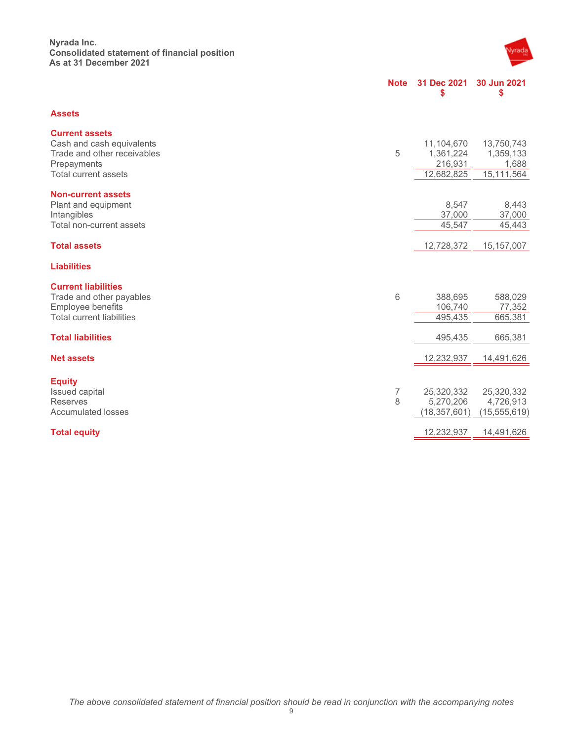**Nyrada Inc.**
**Consolidated statement of financial position**
**As at 31 December 2021**

| | Note | 31 Dec 2021 $ | 30 Jun 2021 $ |
|---|---|---|---|
| **Assets** | | | |
| **Current assets** | | | |
| Cash and cash equivalents | | 11,104,670 | 13,750,743 |
| Trade and other receivables | 5 | 1,361,224 | 1,359,133 |
| Prepayments | | 216,931 | 1,688 |
| Total current assets | | 12,682,825 | 15,111,564 |
| **Non-current assets** | | | |
| Plant and equipment | | 8,547 | 8,443 |
| Intangibles | | 37,000 | 37,000 |
| Total non-current assets | | 45,547 | 45,443 |
| **Total assets** | | 12,728,372 | 15,157,007 |
| **Liabilities** | | | |
| **Current liabilities** | | | |
| Trade and other payables | 6 | 388,695 | 588,029 |
| Employee benefits | | 106,740 | 77,352 |
| Total current liabilities | | 495,435 | 665,381 |
| **Total liabilities** | | 495,435 | 665,381 |
| **Net assets** | | 12,232,937 | 14,491,626 |
| **Equity** | | | |
| Issued capital | 7 | 25,320,332 | 25,320,332 |
| Reserves | 8 | 5,270,206 | 4,726,913 |
| Accumulated losses | | (18,357,601) | (15,555,619) |
| **Total equity** | | 12,232,937 | 14,491,626 |

*The above consolidated statement of financial position should be read in conjunction with the accompanying notes*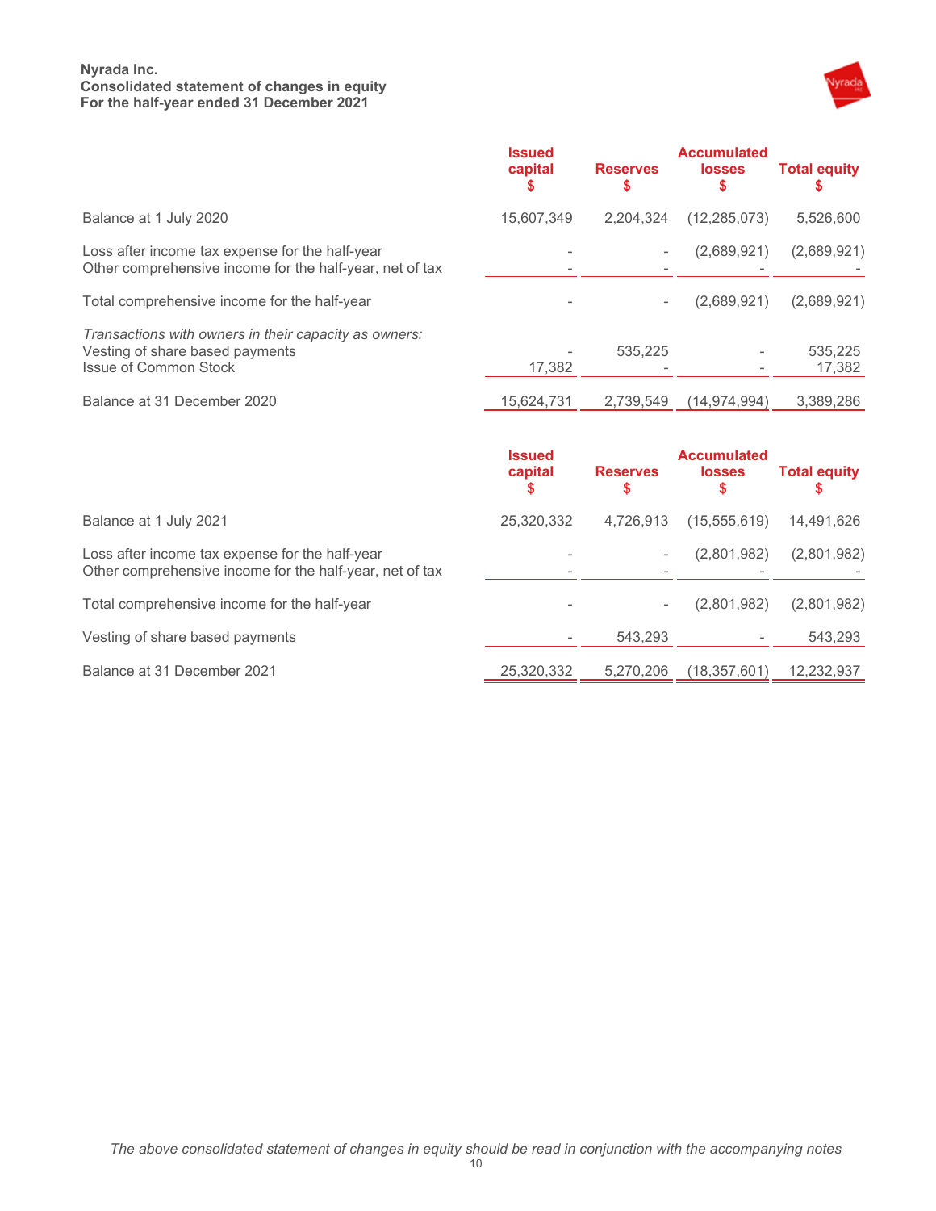**Nyrada Inc.**
**Consolidated statement of changes in equity**
**For the half-year ended 31 December 2021**

| | Issued capital $ | Reserves $ | Accumulated losses $ | Total equity $ |
|---|---|---|---|---|
| Balance at 1 July 2020 | 15,607,349 | 2,204,324 | (12,285,073) | 5,526,600 |
| Loss after income tax expense for the half-year | - | - | (2,689,921) | (2,689,921) |
| Other comprehensive income for the half-year, net of tax | - | - | - | - |
| Total comprehensive income for the half-year | - | - | (2,689,921) | (2,689,921) |
| *Transactions with owners in their capacity as owners:* | | | | |
| Vesting of share based payments | - | 535,225 | - | 535,225 |
| Issue of Common Stock | 17,382 | - | - | 17,382 |
| Balance at 31 December 2020 | 15,624,731 | 2,739,549 | (14,974,994) | 3,389,286 |

| | Issued capital $ | Reserves $ | Accumulated losses $ | Total equity $ |
|---|---|---|---|---|
| Balance at 1 July 2021 | 25,320,332 | 4,726,913 | (15,555,619) | 14,491,626 |
| Loss after income tax expense for the half-year | - | - | (2,801,982) | (2,801,982) |
| Other comprehensive income for the half-year, net of tax | - | - | - | - |
| Total comprehensive income for the half-year | - | - | (2,801,982) | (2,801,982) |
| Vesting of share based payments | - | 543,293 | - | 543,293 |
| Balance at 31 December 2021 | 25,320,332 | 5,270,206 | (18,357,601) | 12,232,937 |

*The above consolidated statement of changes in equity should be read in conjunction with the accompanying notes*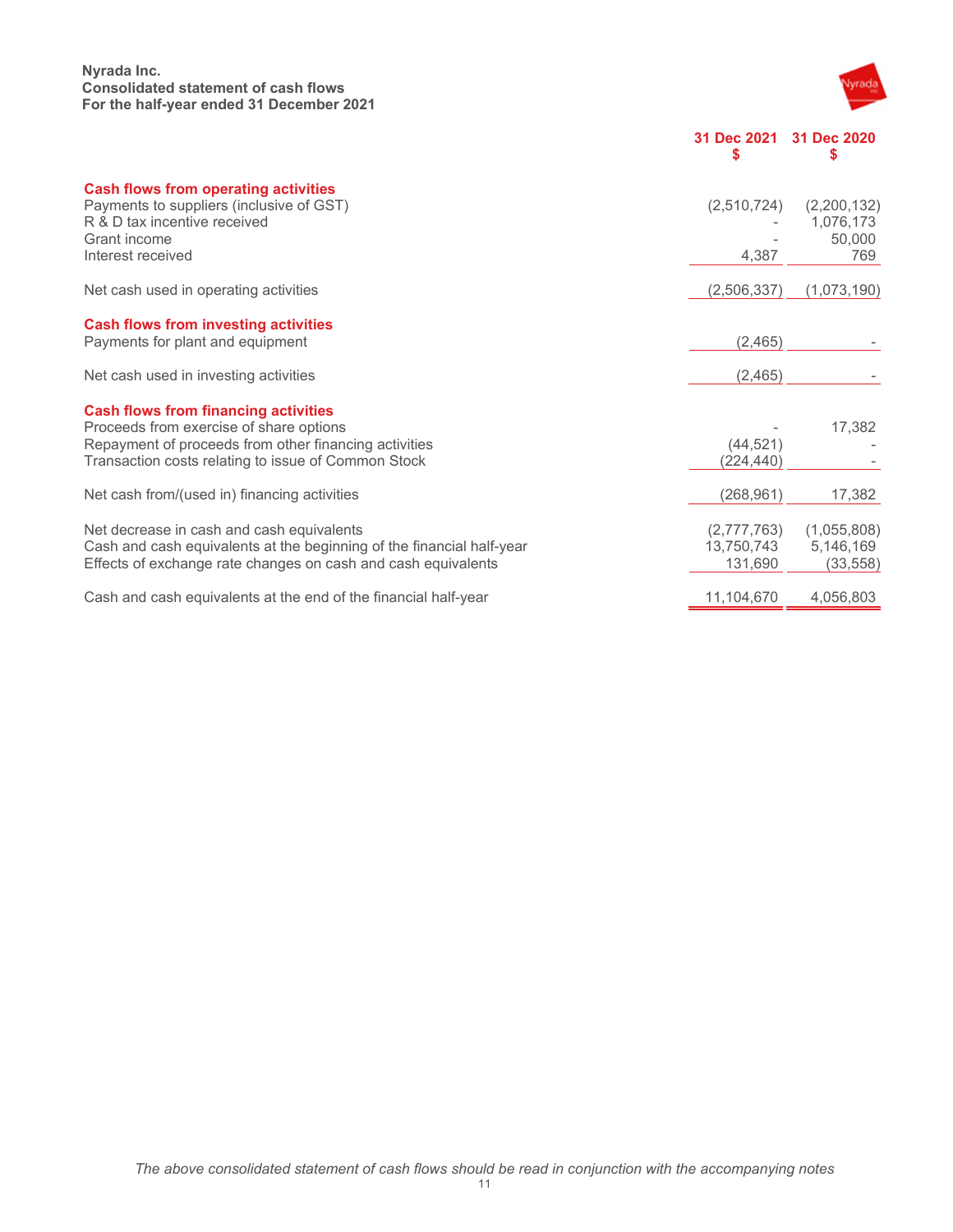**Nyrada Inc.**
**Consolidated statement of cash flows**
**For the half-year ended 31 December 2021**

| | 31 Dec 2021 $ | 31 Dec 2020 $ |
|---|---|---|
| **Cash flows from operating activities** | | |
| Payments to suppliers (inclusive of GST) | (2,510,724) | (2,200,132) |
| R & D tax incentive received | - | 1,076,173 |
| Grant income | - | 50,000 |
| Interest received | 4,387 | 769 |
| Net cash used in operating activities | (2,506,337) | (1,073,190) |
| **Cash flows from investing activities** | | |
| Payments for plant and equipment | (2,465) | - |
| Net cash used in investing activities | (2,465) | - |
| **Cash flows from financing activities** | | |
| Proceeds from exercise of share options | - | 17,382 |
| Repayment of proceeds from other financing activities | (44,521) | - |
| Transaction costs relating to issue of Common Stock | (224,440) | - |
| Net cash from/(used in) financing activities | (268,961) | 17,382 |
| Net decrease in cash and cash equivalents | (2,777,763) | (1,055,808) |
| Cash and cash equivalents at the beginning of the financial half-year | 13,750,743 | 5,146,169 |
| Effects of exchange rate changes on cash and cash equivalents | 131,690 | (33,558) |
| Cash and cash equivalents at the end of the financial half-year | 11,104,670 | 4,056,803 |

*The above consolidated statement of cash flows should be read in conjunction with the accompanying notes*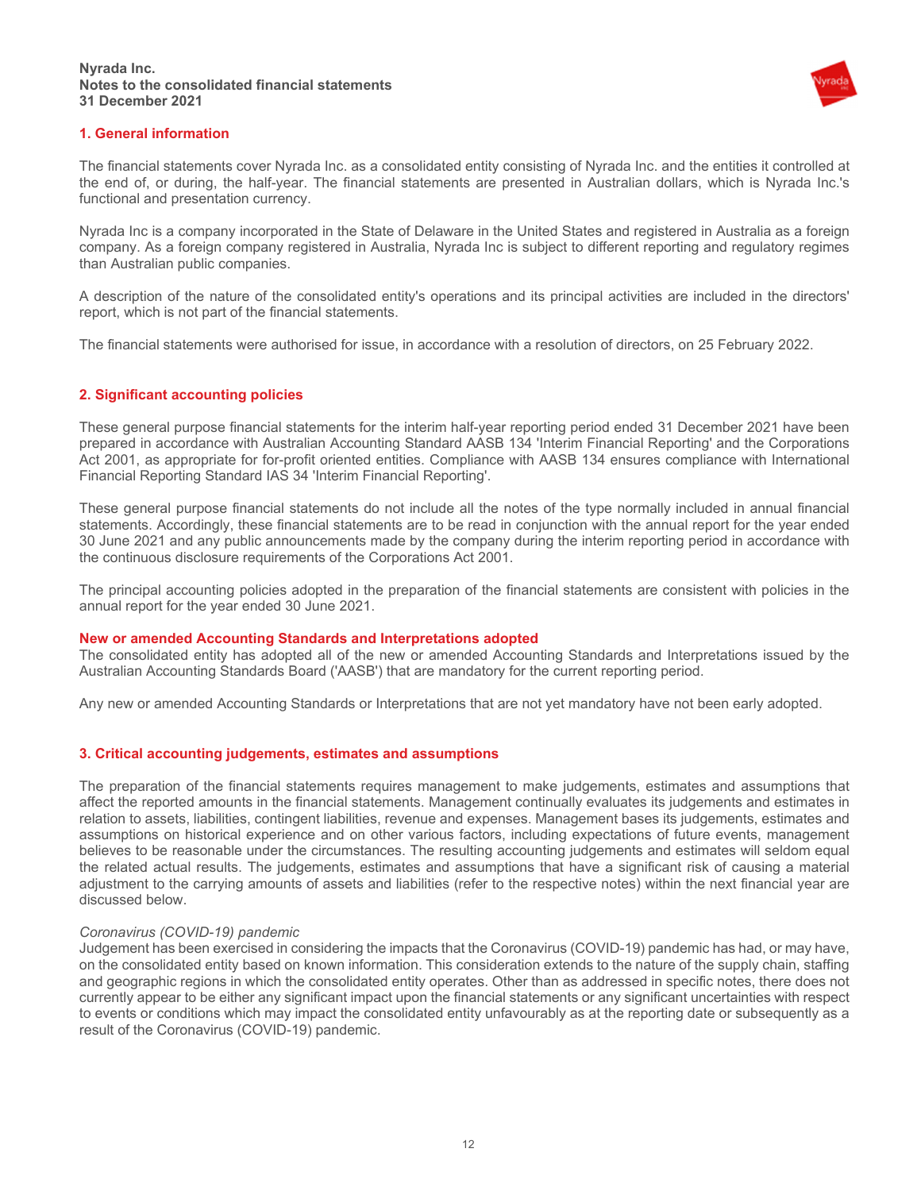## 1. General information

The financial statements cover Nyrada Inc. as a consolidated entity consisting of Nyrada Inc. and the entities it controlled at the end of, or during, the half-year. The financial statements are presented in Australian dollars, which is Nyrada Inc.'s functional and presentation currency.

Nyrada Inc is a company incorporated in the State of Delaware in the United States and registered in Australia as a foreign company. As a foreign company registered in Australia, Nyrada Inc is subject to different reporting and regulatory regimes than Australian public companies.

A description of the nature of the consolidated entity's operations and its principal activities are included in the directors' report, which is not part of the financial statements.

The financial statements were authorised for issue, in accordance with a resolution of directors, on 25 February 2022.

## 2. Significant accounting policies

These general purpose financial statements for the interim half-year reporting period ended 31 December 2021 have been prepared in accordance with Australian Accounting Standard AASB 134 'Interim Financial Reporting' and the Corporations Act 2001, as appropriate for for-profit oriented entities. Compliance with AASB 134 ensures compliance with International Financial Reporting Standard IAS 34 'Interim Financial Reporting'.

These general purpose financial statements do not include all the notes of the type normally included in annual financial statements. Accordingly, these financial statements are to be read in conjunction with the annual report for the year ended 30 June 2021 and any public announcements made by the company during the interim reporting period in accordance with the continuous disclosure requirements of the Corporations Act 2001.

The principal accounting policies adopted in the preparation of the financial statements are consistent with policies in the annual report for the year ended 30 June 2021.

### New or amended Accounting Standards and Interpretations adopted

The consolidated entity has adopted all of the new or amended Accounting Standards and Interpretations issued by the Australian Accounting Standards Board ('AASB') that are mandatory for the current reporting period.

Any new or amended Accounting Standards or Interpretations that are not yet mandatory have not been early adopted.

## 3. Critical accounting judgements, estimates and assumptions

The preparation of the financial statements requires management to make judgements, estimates and assumptions that affect the reported amounts in the financial statements. Management continually evaluates its judgements and estimates in relation to assets, liabilities, contingent liabilities, revenue and expenses. Management bases its judgements, estimates and assumptions on historical experience and on other various factors, including expectations of future events, management believes to be reasonable under the circumstances. The resulting accounting judgements and estimates will seldom equal the related actual results. The judgements, estimates and assumptions that have a significant risk of causing a material adjustment to the carrying amounts of assets and liabilities (refer to the respective notes) within the next financial year are discussed below.

*Coronavirus (COVID-19) pandemic*

Judgement has been exercised in considering the impacts that the Coronavirus (COVID-19) pandemic has had, or may have, on the consolidated entity based on known information. This consideration extends to the nature of the supply chain, staffing and geographic regions in which the consolidated entity operates. Other than as addressed in specific notes, there does not currently appear to be either any significant impact upon the financial statements or any significant uncertainties with respect to events or conditions which may impact the consolidated entity unfavourably as at the reporting date or subsequently as a result of the Coronavirus (COVID-19) pandemic.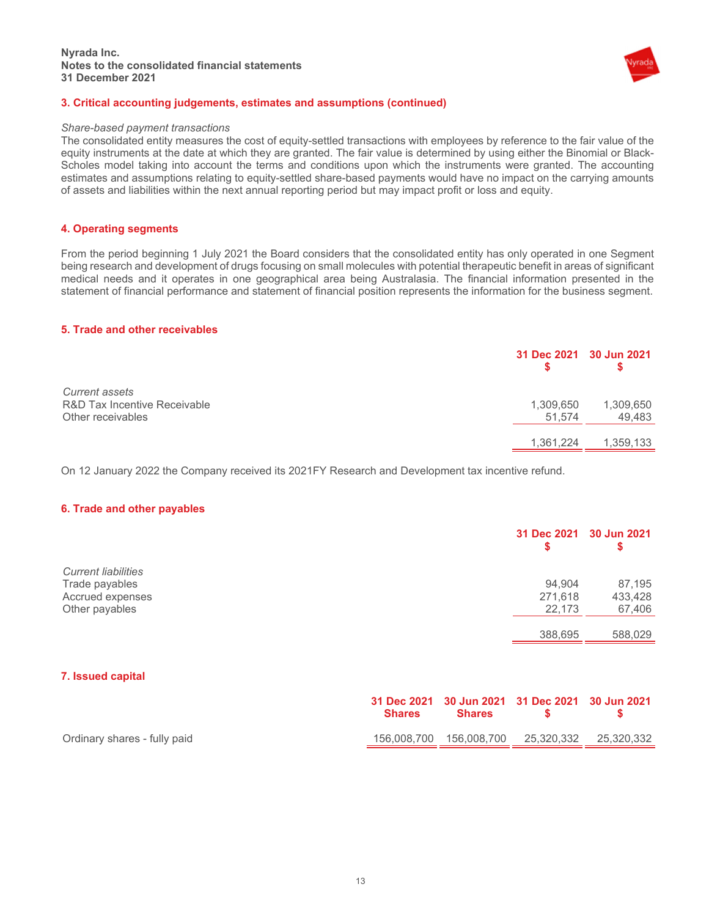## 3. Critical accounting judgements, estimates and assumptions (continued)

*Share-based payment transactions*

The consolidated entity measures the cost of equity-settled transactions with employees by reference to the fair value of the equity instruments at the date at which they are granted. The fair value is determined by using either the Binomial or Black-Scholes model taking into account the terms and conditions upon which the instruments were granted. The accounting estimates and assumptions relating to equity-settled share-based payments would have no impact on the carrying amounts of assets and liabilities within the next annual reporting period but may impact profit or loss and equity.

## 4. Operating segments

From the period beginning 1 July 2021 the Board considers that the consolidated entity has only operated in one Segment being research and development of drugs focusing on small molecules with potential therapeutic benefit in areas of significant medical needs and it operates in one geographical area being Australasia. The financial information presented in the statement of financial performance and statement of financial position represents the information for the business segment.

## 5. Trade and other receivables

| | 31 Dec 2021<br>$ | 30 Jun 2021<br>$ |
|---|---|---|
| *Current assets* | | |
| R&D Tax Incentive Receivable | 1,309,650 | 1,309,650 |
| Other receivables | 51,574 | 49,483 |
| | 1,361,224 | 1,359,133 |

On 12 January 2022 the Company received its 2021FY Research and Development tax incentive refund.

## 6. Trade and other payables

| | 31 Dec 2021<br>$ | 30 Jun 2021<br>$ |
|---|---|---|
| *Current liabilities* | | |
| Trade payables | 94,904 | 87,195 |
| Accrued expenses | 271,618 | 433,428 |
| Other payables | 22,173 | 67,406 |
| | 388,695 | 588,029 |

## 7. Issued capital

| | 31 Dec 2021<br>Shares | 30 Jun 2021<br>Shares | 31 Dec 2021<br>$ | 30 Jun 2021<br>$ |
|---|---|---|---|---|
| Ordinary shares - fully paid | 156,008,700 | 156,008,700 | 25,320,332 | 25,320,332 |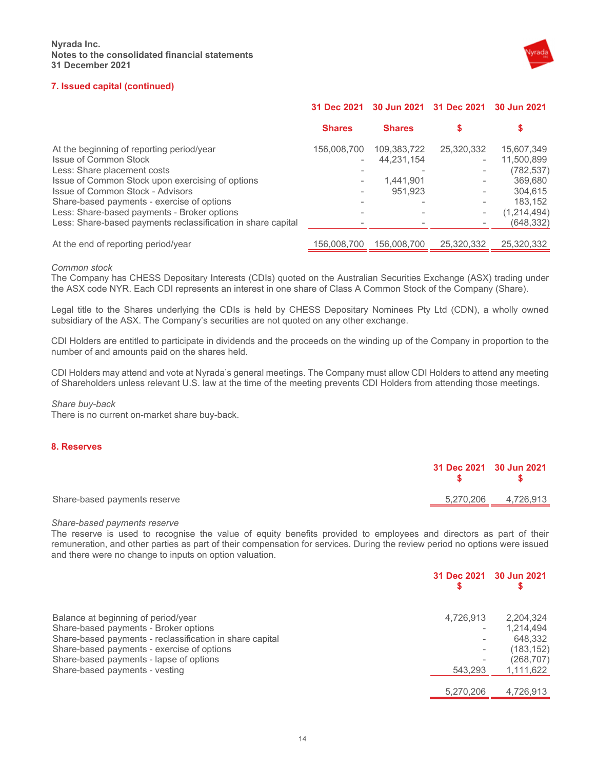## 7. Issued capital (continued)

| | 31 Dec 2021 Shares | 30 Jun 2021 Shares | 31 Dec 2021 $ | 30 Jun 2021 $ |
|---|---|---|---|---|
| At the beginning of reporting period/year | 156,008,700 | 109,383,722 | 25,320,332 | 15,607,349 |
| Issue of Common Stock | - | 44,231,154 | - | 11,500,899 |
| Less: Share placement costs | - | - | - | (782,537) |
| Issue of Common Stock upon exercising of options | - | 1,441,901 | - | 369,680 |
| Issue of Common Stock - Advisors | - | 951,923 | - | 304,615 |
| Share-based payments - exercise of options | - | - | - | 183,152 |
| Less: Share-based payments - Broker options | - | - | - | (1,214,494) |
| Less: Share-based payments reclassification in share capital | - | - | - | (648,332) |
| At the end of reporting period/year | 156,008,700 | 156,008,700 | 25,320,332 | 25,320,332 |

*Common stock*

The Company has CHESS Depositary Interests (CDIs) quoted on the Australian Securities Exchange (ASX) trading under the ASX code NYR. Each CDI represents an interest in one share of Class A Common Stock of the Company (Share).

Legal title to the Shares underlying the CDIs is held by CHESS Depositary Nominees Pty Ltd (CDN), a wholly owned subsidiary of the ASX. The Company's securities are not quoted on any other exchange.

CDI Holders are entitled to participate in dividends and the proceeds on the winding up of the Company in proportion to the number of and amounts paid on the shares held.

CDI Holders may attend and vote at Nyrada's general meetings. The Company must allow CDI Holders to attend any meeting of Shareholders unless relevant U.S. law at the time of the meeting prevents CDI Holders from attending those meetings.

*Share buy-back*

There is no current on-market share buy-back.

## 8. Reserves

| | 31 Dec 2021 $ | 30 Jun 2021 $ |
|---|---|---|
| Share-based payments reserve | 5,270,206 | 4,726,913 |

*Share-based payments reserve*

The reserve is used to recognise the value of equity benefits provided to employees and directors as part of their remuneration, and other parties as part of their compensation for services. During the review period no options were issued and there were no change to inputs on option valuation.

| | 31 Dec 2021 $ | 30 Jun 2021 $ |
|---|---|---|
| Balance at beginning of period/year | 4,726,913 | 2,204,324 |
| Share-based payments - Broker options | - | 1,214,494 |
| Share-based payments - reclassification in share capital | - | 648,332 |
| Share-based payments - exercise of options | - | (183,152) |
| Share-based payments - lapse of options | - | (268,707) |
| Share-based payments - vesting | 543,293 | 1,111,622 |
| | 5,270,206 | 4,726,913 |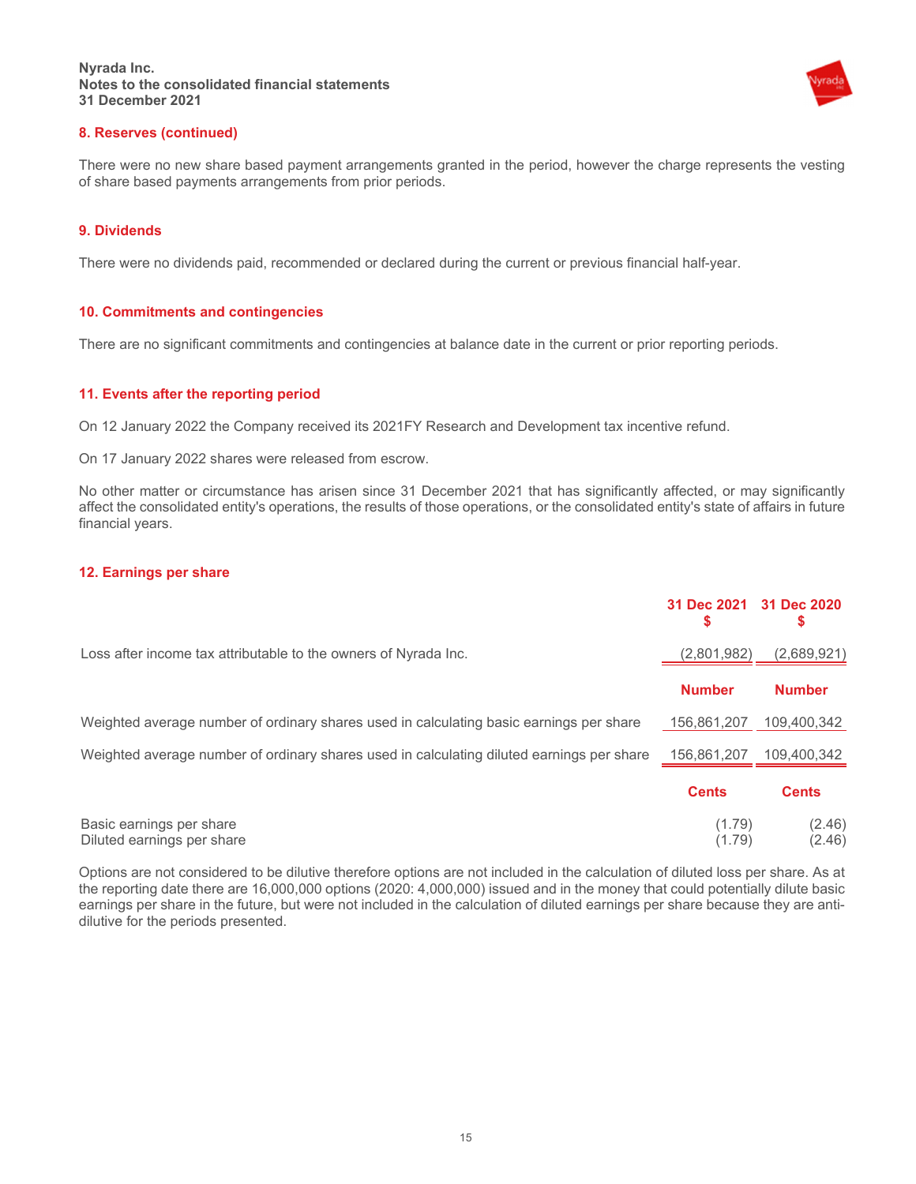## 8. Reserves (continued)

There were no new share based payment arrangements granted in the period, however the charge represents the vesting of share based payments arrangements from prior periods.

## 9. Dividends

There were no dividends paid, recommended or declared during the current or previous financial half-year.

## 10. Commitments and contingencies

There are no significant commitments and contingencies at balance date in the current or prior reporting periods.

## 11. Events after the reporting period

On 12 January 2022 the Company received its 2021FY Research and Development tax incentive refund.

On 17 January 2022 shares were released from escrow.

No other matter or circumstance has arisen since 31 December 2021 that has significantly affected, or may significantly affect the consolidated entity's operations, the results of those operations, or the consolidated entity's state of affairs in future financial years.

## 12. Earnings per share

| | 31 Dec 2021 $ | 31 Dec 2020 $ |
|---|---|---|
| Loss after income tax attributable to the owners of Nyrada Inc. | (2,801,982) | (2,689,921) |
| | **Number** | **Number** |
| Weighted average number of ordinary shares used in calculating basic earnings per share | 156,861,207 | 109,400,342 |
| Weighted average number of ordinary shares used in calculating diluted earnings per share | 156,861,207 | 109,400,342 |
| | **Cents** | **Cents** |
| Basic earnings per share | (1.79) | (2.46) |
| Diluted earnings per share | (1.79) | (2.46) |

Options are not considered to be dilutive therefore options are not included in the calculation of diluted loss per share. As at the reporting date there are 16,000,000 options (2020: 4,000,000) issued and in the money that could potentially dilute basic earnings per share in the future, but were not included in the calculation of diluted earnings per share because they are anti-dilutive for the periods presented.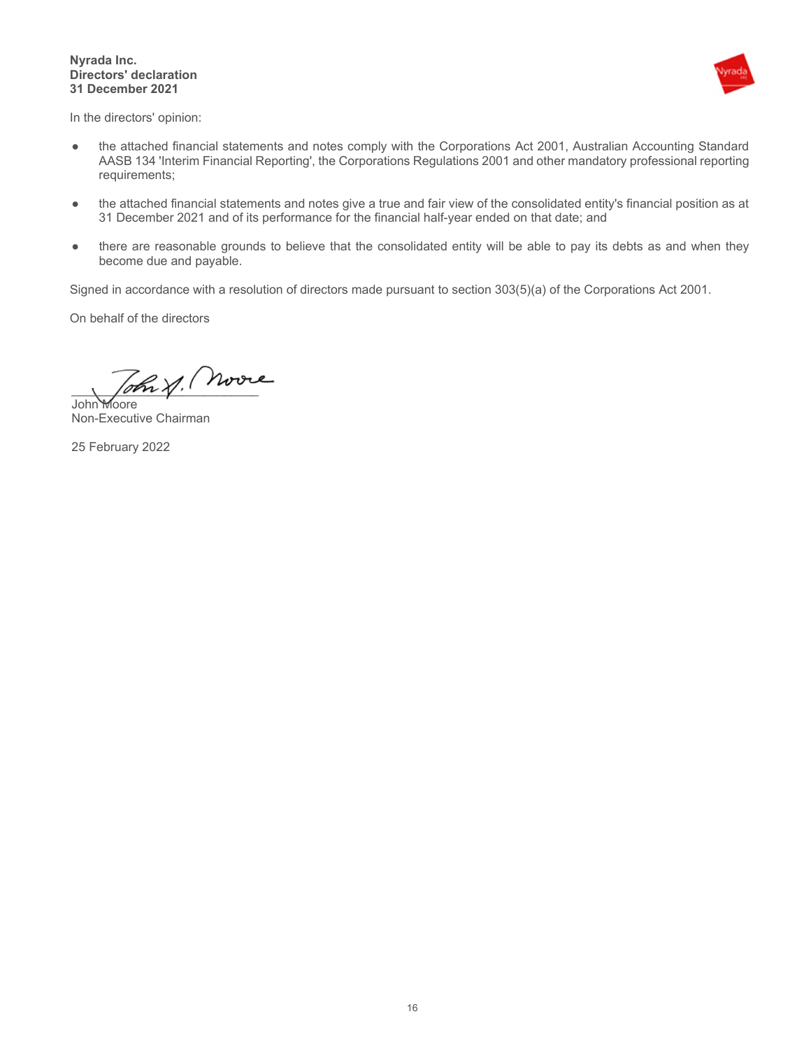**Nyrada Inc.**
**Directors' declaration**
**31 December 2021**

In the directors' opinion:

- the attached financial statements and notes comply with the Corporations Act 2001, Australian Accounting Standard AASB 134 'Interim Financial Reporting', the Corporations Regulations 2001 and other mandatory professional reporting requirements;
- the attached financial statements and notes give a true and fair view of the consolidated entity's financial position as at 31 December 2021 and of its performance for the financial half-year ended on that date; and
- there are reasonable grounds to believe that the consolidated entity will be able to pay its debts as and when they become due and payable.

Signed in accordance with a resolution of directors made pursuant to section 303(5)(a) of the Corporations Act 2001.

On behalf of the directors

___________________________
John Moore
Non-Executive Chairman

25 February 2022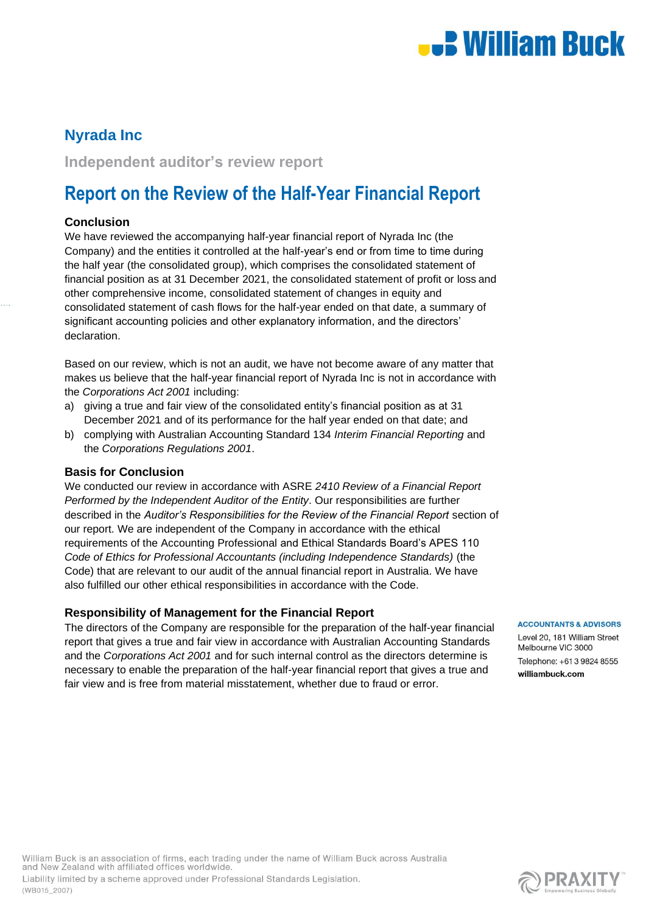# Nyrada Inc

## Independent auditor's review report

## Report on the Review of the Half-Year Financial Report

### Conclusion

We have reviewed the accompanying half-year financial report of Nyrada Inc (the Company) and the entities it controlled at the half-year's end or from time to time during the half year (the consolidated group), which comprises the consolidated statement of financial position as at 31 December 2021, the consolidated statement of profit or loss and other comprehensive income, consolidated statement of changes in equity and consolidated statement of cash flows for the half-year ended on that date, a summary of significant accounting policies and other explanatory information, and the directors' declaration.

Based on our review, which is not an audit, we have not become aware of any matter that makes us believe that the half-year financial report of Nyrada Inc is not in accordance with the *Corporations Act 2001* including:

a) giving a true and fair view of the consolidated entity's financial position as at 31 December 2021 and of its performance for the half year ended on that date; and
b) complying with Australian Accounting Standard 134 *Interim Financial Reporting* and the *Corporations Regulations 2001*.

### Basis for Conclusion

We conducted our review in accordance with ASRE *2410 Review of a Financial Report Performed by the Independent Auditor of the Entity*. Our responsibilities are further described in the *Auditor's Responsibilities for the Review of the Financial Report* section of our report. We are independent of the Company in accordance with the ethical requirements of the Accounting Professional and Ethical Standards Board's APES 110 *Code of Ethics for Professional Accountants (including Independence Standards)* (the Code) that are relevant to our audit of the annual financial report in Australia. We have also fulfilled our other ethical responsibilities in accordance with the Code.

### Responsibility of Management for the Financial Report

The directors of the Company are responsible for the preparation of the half-year financial report that gives a true and fair view in accordance with Australian Accounting Standards and the *Corporations Act 2001* and for such internal control as the directors determine is necessary to enable the preparation of the half-year financial report that gives a true and fair view and is free from material misstatement, whether due to fraud or error.

**ACCOUNTANTS & ADVISORS**

Level 20, 181 William Street
Melbourne VIC 3000

Telephone: +61 3 9824 8555

**williambuck.com**

William Buck is an association of firms, each trading under the name of William Buck across Australia and New Zealand with affiliated offices worldwide.
Liability limited by a scheme approved under Professional Standards Legislation.
(WB015_2007)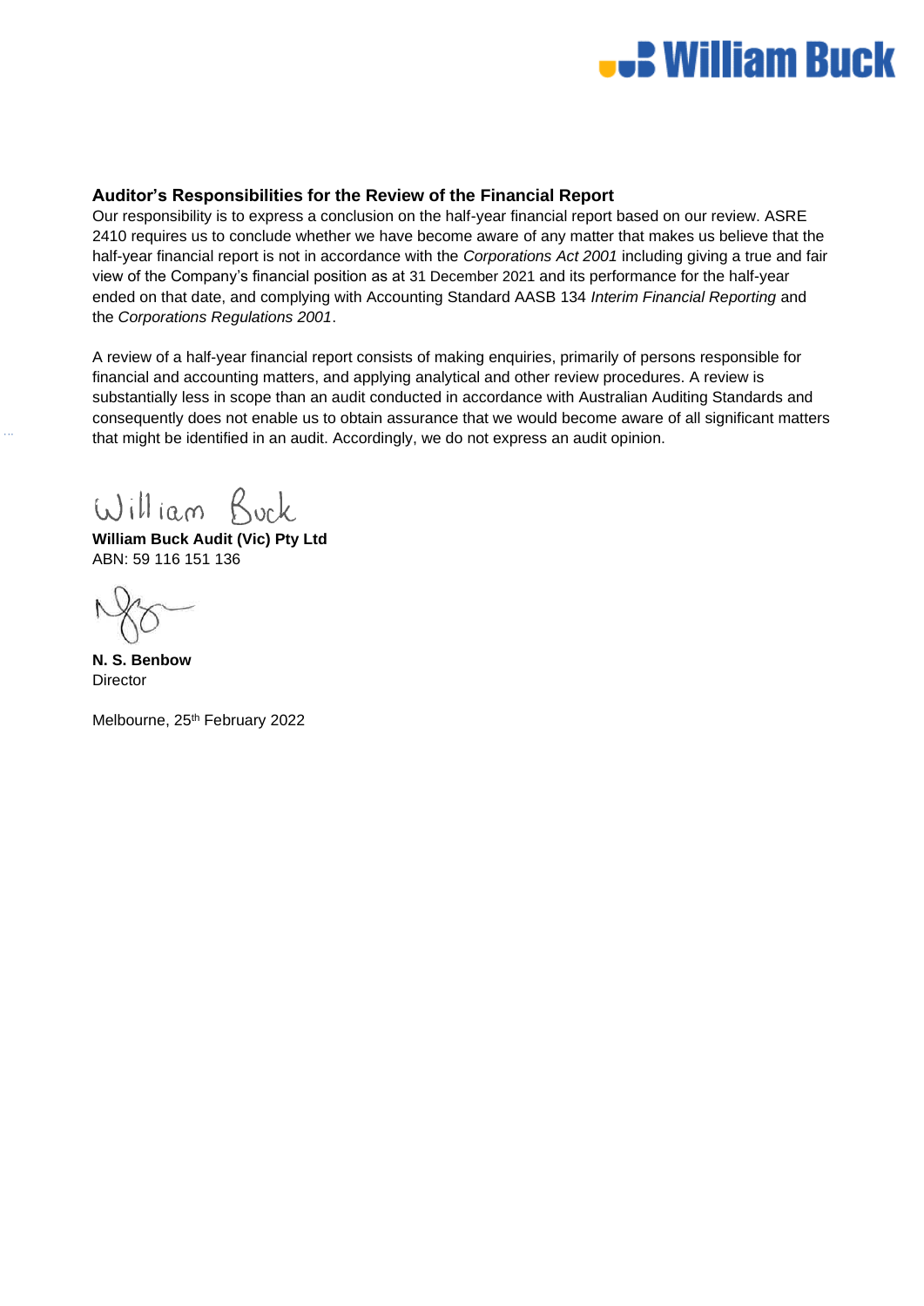## Auditor's Responsibilities for the Review of the Financial Report

Our responsibility is to express a conclusion on the half-year financial report based on our review. ASRE 2410 requires us to conclude whether we have become aware of any matter that makes us believe that the half-year financial report is not in accordance with the *Corporations Act 2001* including giving a true and fair view of the Company's financial position as at 31 December 2021 and its performance for the half-year ended on that date, and complying with Accounting Standard AASB 134 *Interim Financial Reporting* and the *Corporations Regulations 2001*.

A review of a half-year financial report consists of making enquiries, primarily of persons responsible for financial and accounting matters, and applying analytical and other review procedures. A review is substantially less in scope than an audit conducted in accordance with Australian Auditing Standards and consequently does not enable us to obtain assurance that we would become aware of all significant matters that might be identified in an audit. Accordingly, we do not express an audit opinion.

William Buck

**William Buck Audit (Vic) Pty Ltd**
ABN: 59 116 151 136

**N. S. Benbow**
Director

Melbourne, 25th February 2022